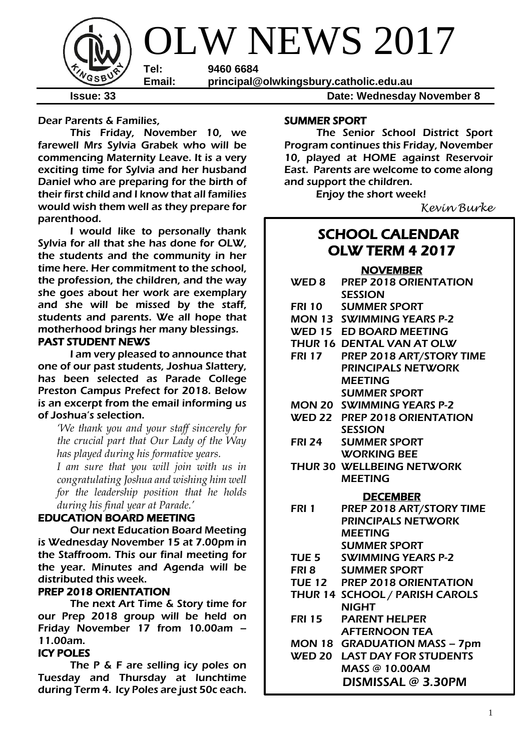# OLW NEWS 2017

**Tel:** 9460 6684
**Email:** principal@olwkingsbury.catholic.edu.au

**Issue: 33** — **Date: Wednesday November 8**

Dear Parents & Families,

This Friday, November 10, we farewell Mrs Sylvia Grabek who will be commencing Maternity Leave. It is a very exciting time for Sylvia and her husband Daniel who are preparing for the birth of their first child and I know that all families would wish them well as they prepare for parenthood.

I would like to personally thank Sylvia for all that she has done for OLW, the students and the community in her time here. Her commitment to the school, the profession, the children, and the way she goes about her work are exemplary and she will be missed by the staff, students and parents. We all hope that motherhood brings her many blessings.

## PAST STUDENT NEWS

I am very pleased to announce that one of our past students, Joshua Slattery, has been selected as Parade College Preston Campus Prefect for 2018. Below is an excerpt from the email informing us of Joshua's selection.

> *'We thank you and your staff sincerely for the crucial part that Our Lady of the Way has played during his formative years.*
>
> *I am sure that you will join with us in congratulating Joshua and wishing him well for the leadership position that he holds during his final year at Parade.'*

## EDUCATION BOARD MEETING

Our next Education Board Meeting is Wednesday November 15 at 7.00pm in the Staffroom. This our final meeting for the year. Minutes and Agenda will be distributed this week.

## PREP 2018 ORIENTATION

The next Art Time & Story time for our Prep 2018 group will be held on Friday November 17 from 10.00am – 11.00am.

## ICY POLES

The P & F are selling icy poles on Tuesday and Thursday at lunchtime during Term 4. Icy Poles are just 50c each.

## SUMMER SPORT

The Senior School District Sport Program continues this Friday, November 10, played at HOME against Reservoir East. Parents are welcome to come along and support the children.

Enjoy the short week!

*Kevin Burke*

## SCHOOL CALENDAR OLW TERM 4 2017

### NOVEMBER

| | |
|---|---|
| WED 8 | PREP 2018 ORIENTATION SESSION |
| FRI 10 | SUMMER SPORT |
| MON 13 | SWIMMING YEARS P-2 |
| WED 15 | ED BOARD MEETING |
| THUR 16 | DENTAL VAN AT OLW |
| FRI 17 | PREP 2018 ART/STORY TIME<br>PRINCIPALS NETWORK MEETING<br>SUMMER SPORT |
| MON 20 | SWIMMING YEARS P-2 |
| WED 22 | PREP 2018 ORIENTATION SESSION |
| FRI 24 | SUMMER SPORT<br>WORKING BEE |
| THUR 30 | WELLBEING NETWORK MEETING |

### DECEMBER

| | |
|---|---|
| FRI 1 | PREP 2018 ART/STORY TIME<br>PRINCIPALS NETWORK MEETING<br>SUMMER SPORT |
| TUE 5 | SWIMMING YEARS P-2 |
| FRI 8 | SUMMER SPORT |
| TUE 12 | PREP 2018 ORIENTATION |
| THUR 14 | SCHOOL / PARISH CAROLS NIGHT |
| FRI 15 | PARENT HELPER AFTERNOON TEA |
| MON 18 | GRADUATION MASS – 7pm |
| WED 20 | LAST DAY FOR STUDENTS<br>MASS @ 10.00AM<br>DISMISSAL @ 3.30PM |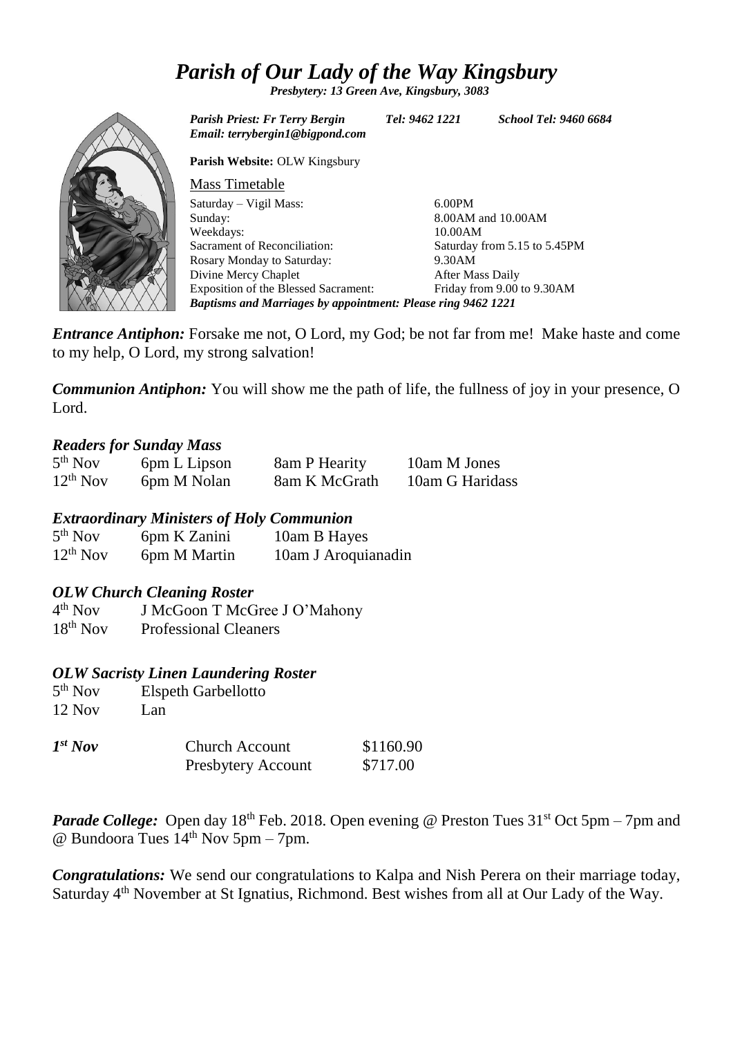# *Parish of Our Lady of the Way Kingsbury*

***Presbytery: 13 Green Ave, Kingsbury, 3083***

*Parish Priest: Fr Terry Bergin* *Tel: 9462 1221* *School Tel: 9460 6684*
*Email: terrybergin1@bigpond.com*

**Parish Website:** OLW Kingsbury

Mass Timetable

| | |
|---|---|
| Saturday – Vigil Mass: | 6.00PM |
| Sunday: | 8.00AM and 10.00AM |
| Weekdays: | 10.00AM |
| Sacrament of Reconciliation: | Saturday from 5.15 to 5.45PM |
| Rosary Monday to Saturday: | 9.30AM |
| Divine Mercy Chaplet | After Mass Daily |
| Exposition of the Blessed Sacrament: | Friday from 9.00 to 9.30AM |

***Baptisms and Marriages by appointment: Please ring 9462 1221***

***Entrance Antiphon:*** Forsake me not, O Lord, my God; be not far from me! Make haste and come to my help, O Lord, my strong salvation!

***Communion Antiphon:*** You will show me the path of life, the fullness of joy in your presence, O Lord.

### *Readers for Sunday Mass*

| | | | |
|---|---|---|---|
| 5th Nov | 6pm L Lipson | 8am P Hearity | 10am M Jones |
| 12th Nov | 6pm M Nolan | 8am K McGrath | 10am G Haridass |

### *Extraordinary Ministers of Holy Communion*

| | | |
|---|---|---|
| 5th Nov | 6pm K Zanini | 10am B Hayes |
| 12th Nov | 6pm M Martin | 10am J Aroquianadin |

### *OLW Church Cleaning Roster*

| | |
|---|---|
| 4th Nov | J McGoon T McGree J O'Mahony |
| 18th Nov | Professional Cleaners |

### *OLW Sacristy Linen Laundering Roster*

| | |
|---|---|
| 5th Nov | Elspeth Garbellotto |
| 12 Nov | Lan |

| | | |
|---|---|---|
| ***1st Nov*** | Church Account | $1160.90 |
| | Presbytery Account | $717.00 |

***Parade College:*** Open day 18th Feb. 2018. Open evening @ Preston Tues 31st Oct 5pm – 7pm and @ Bundoora Tues 14th Nov 5pm – 7pm.

***Congratulations:*** We send our congratulations to Kalpa and Nish Perera on their marriage today, Saturday 4th November at St Ignatius, Richmond. Best wishes from all at Our Lady of the Way.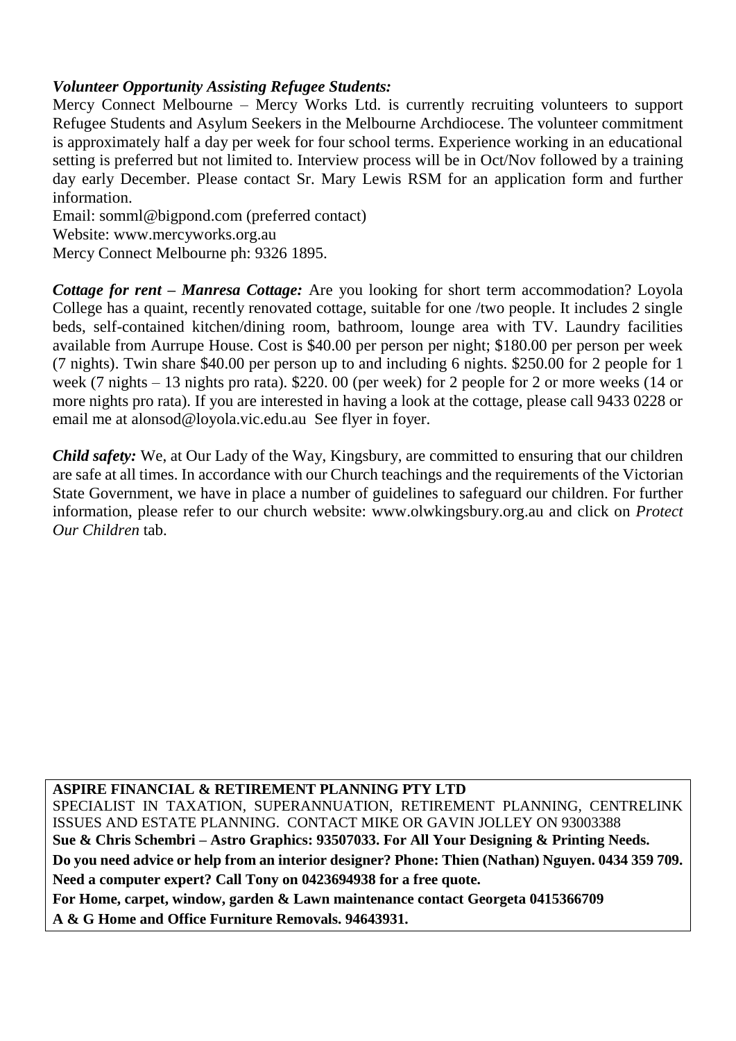***Volunteer Opportunity Assisting Refugee Students:***

Mercy Connect Melbourne – Mercy Works Ltd. is currently recruiting volunteers to support Refugee Students and Asylum Seekers in the Melbourne Archdiocese. The volunteer commitment is approximately half a day per week for four school terms. Experience working in an educational setting is preferred but not limited to. Interview process will be in Oct/Nov followed by a training day early December. Please contact Sr. Mary Lewis RSM for an application form and further information.

Email: somml@bigpond.com (preferred contact)
Website: www.mercyworks.org.au
Mercy Connect Melbourne ph: 9326 1895.

***Cottage for rent – Manresa Cottage:*** Are you looking for short term accommodation? Loyola College has a quaint, recently renovated cottage, suitable for one /two people. It includes 2 single beds, self-contained kitchen/dining room, bathroom, lounge area with TV. Laundry facilities available from Aurrupe House. Cost is $40.00 per person per night; $180.00 per person per week (7 nights). Twin share $40.00 per person up to and including 6 nights. $250.00 for 2 people for 1 week (7 nights – 13 nights pro rata). $220. 00 (per week) for 2 people for 2 or more weeks (14 or more nights pro rata). If you are interested in having a look at the cottage, please call 9433 0228 or email me at alonsod@loyola.vic.edu.au See flyer in foyer.

***Child safety:*** We, at Our Lady of the Way, Kingsbury, are committed to ensuring that our children are safe at all times. In accordance with our Church teachings and the requirements of the Victorian State Government, we have in place a number of guidelines to safeguard our children. For further information, please refer to our church website: www.olwkingsbury.org.au and click on *Protect Our Children* tab.

**ASPIRE FINANCIAL & RETIREMENT PLANNING PTY LTD**
SPECIALIST IN TAXATION, SUPERANNUATION, RETIREMENT PLANNING, CENTRELINK ISSUES AND ESTATE PLANNING. CONTACT MIKE OR GAVIN JOLLEY ON 93003388
**Sue & Chris Schembri – Astro Graphics: 93507033. For All Your Designing & Printing Needs.**
**Do you need advice or help from an interior designer? Phone: Thien (Nathan) Nguyen. 0434 359 709.**
**Need a computer expert? Call Tony on 0423694938 for a free quote.**
**For Home, carpet, window, garden & Lawn maintenance contact Georgeta 0415366709**
**A & G Home and Office Furniture Removals. 94643931.**